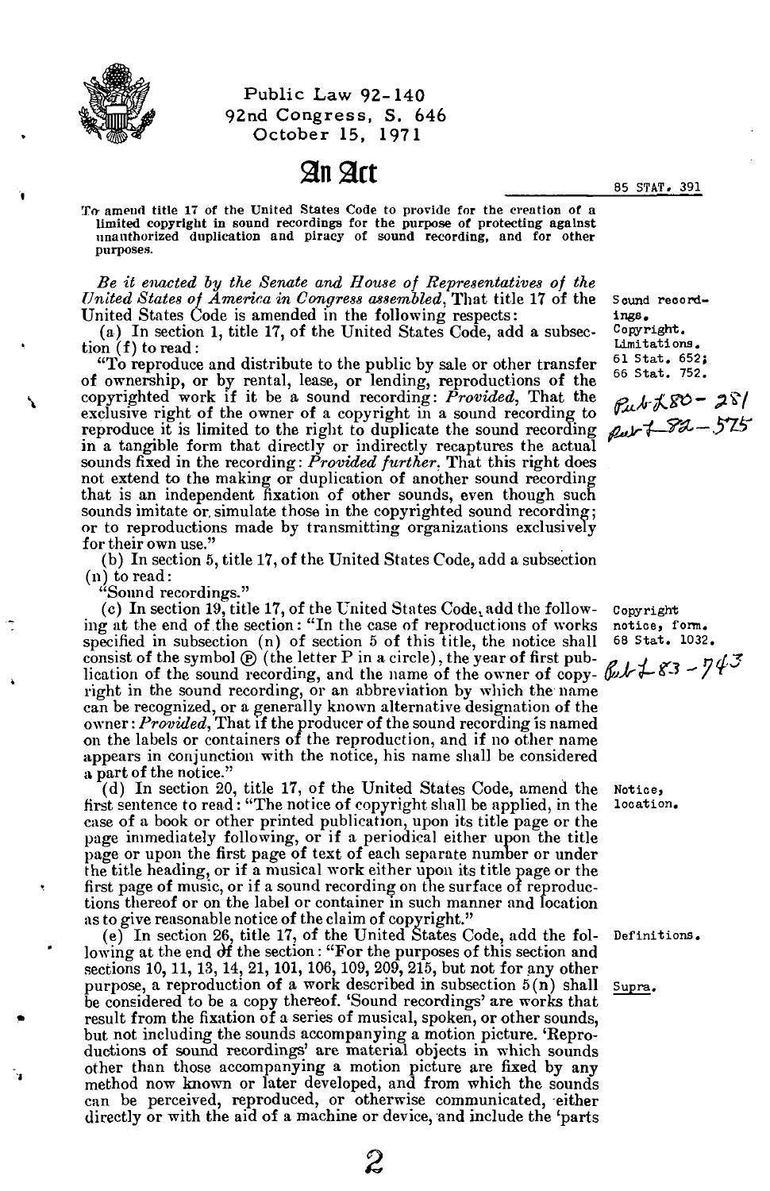Public Law 92-140
92nd Congress, S. 646
October 15, 1971

# An Act

85 STAT. 391

To amend title 17 of the United States Code to provide for the creation of a limited copyright in sound recordings for the purpose of protecting against unauthorized duplication and piracy of sound recording, and for other purposes.

*Be it enacted by the Senate and House of Representatives of the United States of America in Congress assembled*, That title 17 of the United States Code is amended in the following respects:

Sound recordings. Copyright. Limitations. 61 Stat. 652; 66 Stat. 752.

(a) In section 1, title 17, of the United States Code, add a subsection (f) to read:

"To reproduce and distribute to the public by sale or other transfer of ownership, or by rental, lease, or lending, reproductions of the copyrighted work if it be a sound recording: *Provided*, That the exclusive right of the owner of a copyright in a sound recording to reproduce it is limited to the right to duplicate the sound recording in a tangible form that directly or indirectly recaptures the actual sounds fixed in the recording: *Provided further*, That this right does not extend to the making or duplication of another sound recording that is an independent fixation of other sounds, even though such sounds imitate or simulate those in the copyrighted sound recording; or to reproductions made by transmitting organizations exclusively for their own use."

Pub L 80-281
Pub L 82-575

(b) In section 5, title 17, of the United States Code, add a subsection (n) to read:

"Sound recordings."

(c) In section 19, title 17, of the United States Code, add the following at the end of the section: "In the case of reproductions of works specified in subsection (n) of section 5 of this title, the notice shall consist of the symbol ℗ (the letter P in a circle), the year of first publication of the sound recording, and the name of the owner of copyright in the sound recording, or an abbreviation by which the name can be recognized, or a generally known alternative designation of the owner: *Provided*, That if the producer of the sound recording is named on the labels or containers of the reproduction, and if no other name appears in conjunction with the notice, his name shall be considered a part of the notice."

Copyright notice, form. 68 Stat. 1032.

Pub L 83-743

(d) In section 20, title 17, of the United States Code, amend the first sentence to read: "The notice of copyright shall be applied, in the case of a book or other printed publication, upon its title page or the page immediately following, or if a periodical either upon the title page or upon the first page of text of each separate number or under the title heading, or if a musical work either upon its title page or the first page of music, or if a sound recording on the surface of reproductions thereof or on the label or container in such manner and location as to give reasonable notice of the claim of copyright."

Notice, location.

(e) In section 26, title 17, of the United States Code, add the following at the end of the section: "For the purposes of this section and sections 10, 11, 13, 14, 21, 101, 106, 109, 209, 215, but not for any other purpose, a reproduction of a work described in subsection 5(n) shall be considered to be a copy thereof. 'Sound recordings' are works that result from the fixation of a series of musical, spoken, or other sounds, but not including the sounds accompanying a motion picture. 'Reproductions of sound recordings' are material objects in which sounds other than those accompanying a motion picture are fixed by any method now known or later developed, and from which the sounds can be perceived, reproduced, or otherwise communicated, either directly or with the aid of a machine or device, and include the 'parts

Definitions.

Supra.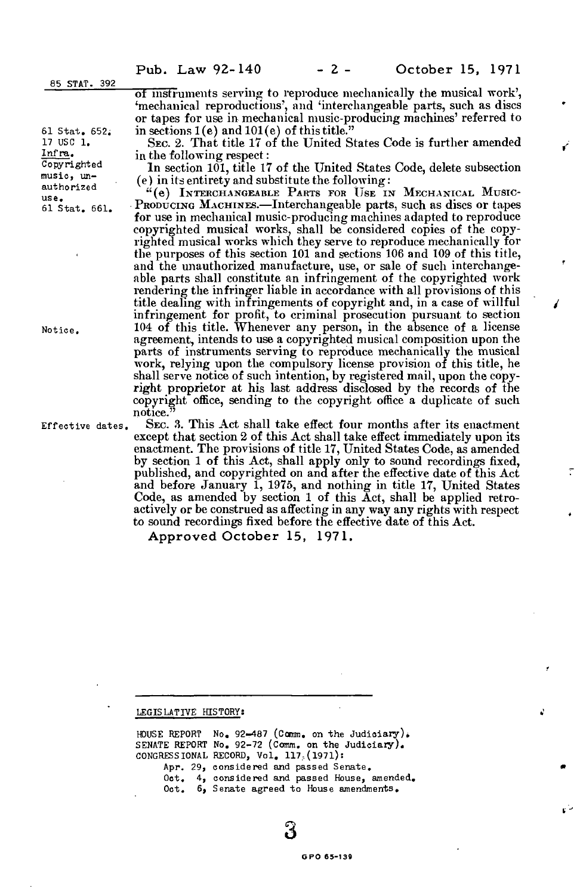85 STAT. 392

of instruments serving to reproduce mechanically the musical work', 'mechanical reproductions', and 'interchangeable parts, such as discs or tapes for use in mechanical music-producing machines' referred to in sections 1(e) and 101(e) of this title."

61 Stat. 652. 17 USC 1. *Infra.*

SEC. 2. That title 17 of the United States Code is further amended in the following respect:

Copyrighted music, unauthorized use. 61 Stat. 661.

In section 101, title 17 of the United States Code, delete subsection (e) in its entirety and substitute the following:

"(e) INTERCHANGEABLE PARTS FOR USE IN MECHANICAL MUSIC-PRODUCING MACHINES.—Interchangeable parts, such as discs or tapes for use in mechanical music-producing machines adapted to reproduce copyrighted musical works, shall be considered copies of the copyrighted musical works which they serve to reproduce mechanically for the purposes of this section 101 and sections 106 and 109 of this title, and the unauthorized manufacture, use, or sale of such interchangeable parts shall constitute an infringement of the copyrighted work rendering the infringer liable in accordance with all provisions of this title dealing with infringements of copyright and, in a case of willful infringement for profit, to criminal prosecution pursuant to section 104 of this title. Whenever any person, in the absence of a license agreement, intends to use a copyrighted musical composition upon the parts of instruments serving to reproduce mechanically the musical work, relying upon the compulsory license provision of this title, he shall serve notice of such intention, by registered mail, upon the copyright proprietor at his last address disclosed by the records of the copyright office, sending to the copyright office a duplicate of such notice."

Notice.

Effective dates.

SEC. 3. This Act shall take effect four months after its enactment except that section 2 of this Act shall take effect immediately upon its enactment. The provisions of title 17, United States Code, as amended by section 1 of this Act, shall apply only to sound recordings fixed, published, and copyrighted on and after the effective date of this Act and before January 1, 1975, and nothing in title 17, United States Code, as amended by section 1 of this Act, shall be applied retroactively or be construed as affecting in any way any rights with respect to sound recordings fixed before the effective date of this Act.

Approved October 15, 1971.

LEGISLATIVE HISTORY:

HOUSE REPORT No. 92-487 (Comm. on the Judiciary).
SENATE REPORT No. 92-72 (Comm. on the Judiciary).
CONGRESSIONAL RECORD, Vol. 117 (1971):
Apr. 29, considered and passed Senate.
Oct. 4, considered and passed House, amended.
Oct. 6, Senate agreed to House amendments.

GPO 65-139